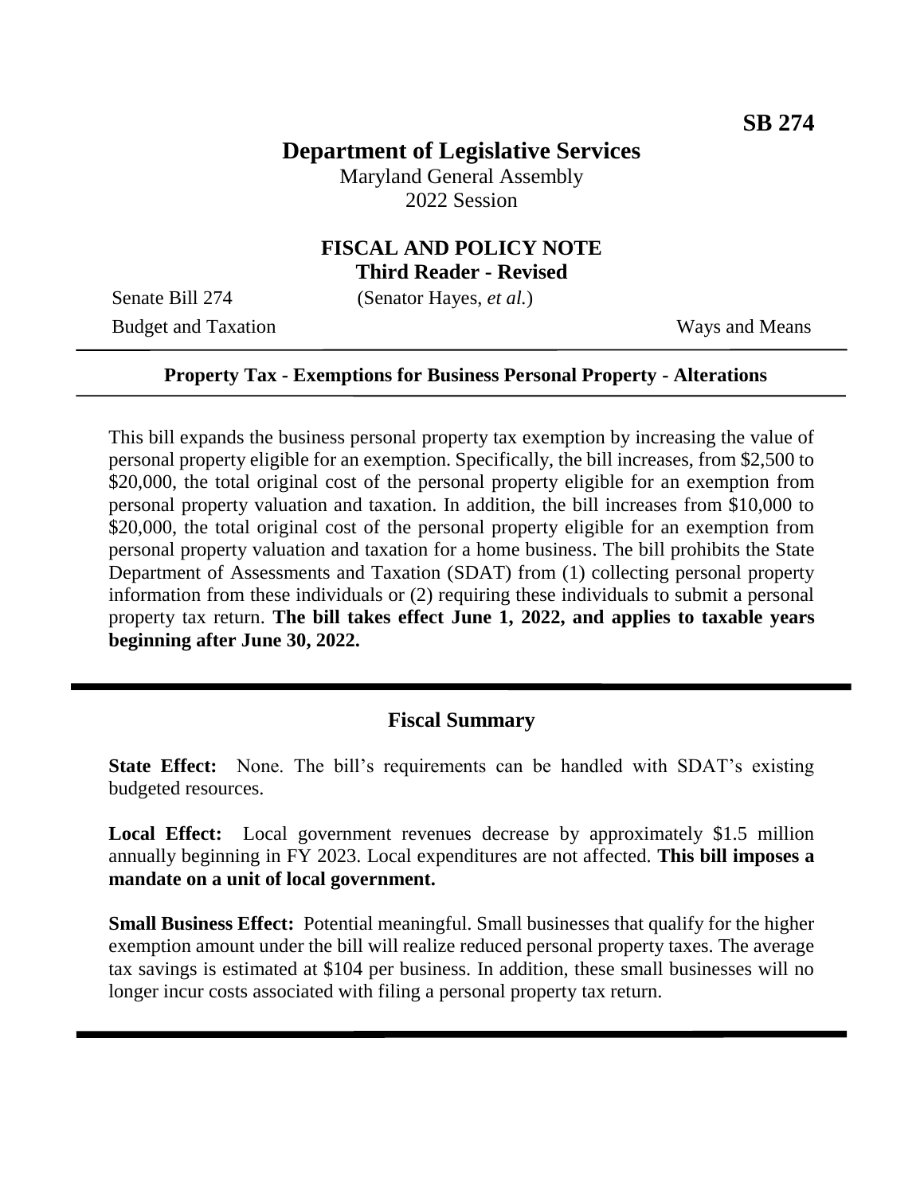**SB 274**

# Department of Legislative Services

Maryland General Assembly
2022 Session

## FISCAL AND POLICY NOTE
**Third Reader - Revised**

Senate Bill 274 (Senator Hayes, *et al.*)

Budget and Taxation Ways and Means

---

**Property Tax - Exemptions for Business Personal Property - Alterations**

---

This bill expands the business personal property tax exemption by increasing the value of personal property eligible for an exemption. Specifically, the bill increases, from $2,500 to $20,000, the total original cost of the personal property eligible for an exemption from personal property valuation and taxation. In addition, the bill increases from $10,000 to $20,000, the total original cost of the personal property eligible for an exemption from personal property valuation and taxation for a home business. The bill prohibits the State Department of Assessments and Taxation (SDAT) from (1) collecting personal property information from these individuals or (2) requiring these individuals to submit a personal property tax return. **The bill takes effect June 1, 2022, and applies to taxable years beginning after June 30, 2022.**

---

## Fiscal Summary

**State Effect:** None. The bill's requirements can be handled with SDAT's existing budgeted resources.

**Local Effect:** Local government revenues decrease by approximately $1.5 million annually beginning in FY 2023. Local expenditures are not affected. **This bill imposes a mandate on a unit of local government.**

**Small Business Effect:** Potential meaningful. Small businesses that qualify for the higher exemption amount under the bill will realize reduced personal property taxes. The average tax savings is estimated at $104 per business. In addition, these small businesses will no longer incur costs associated with filing a personal property tax return.

---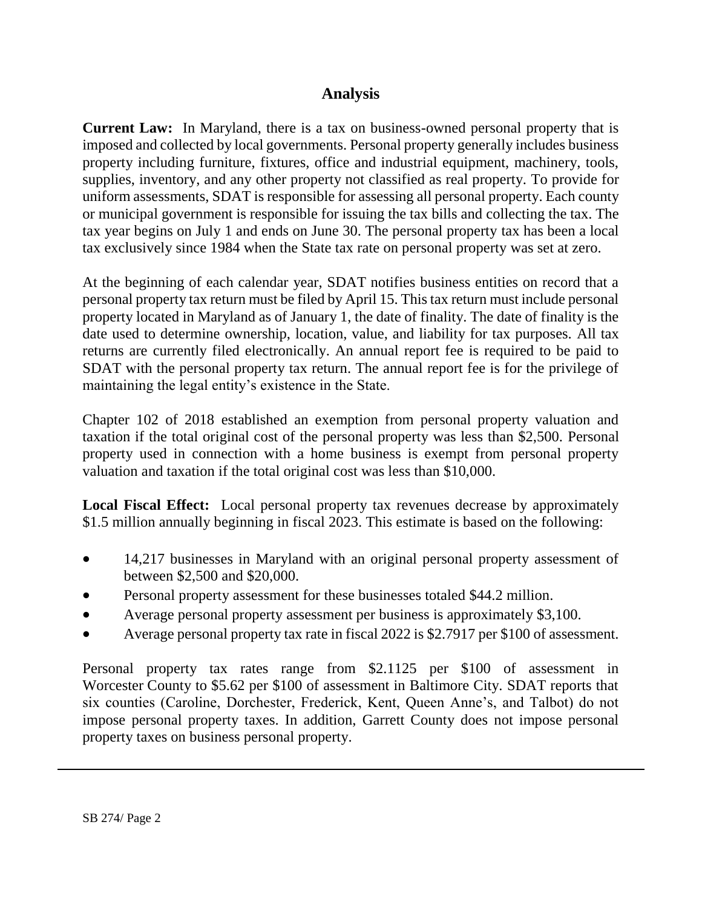## Analysis

**Current Law:** In Maryland, there is a tax on business-owned personal property that is imposed and collected by local governments. Personal property generally includes business property including furniture, fixtures, office and industrial equipment, machinery, tools, supplies, inventory, and any other property not classified as real property. To provide for uniform assessments, SDAT is responsible for assessing all personal property. Each county or municipal government is responsible for issuing the tax bills and collecting the tax. The tax year begins on July 1 and ends on June 30. The personal property tax has been a local tax exclusively since 1984 when the State tax rate on personal property was set at zero.

At the beginning of each calendar year, SDAT notifies business entities on record that a personal property tax return must be filed by April 15. This tax return must include personal property located in Maryland as of January 1, the date of finality. The date of finality is the date used to determine ownership, location, value, and liability for tax purposes. All tax returns are currently filed electronically. An annual report fee is required to be paid to SDAT with the personal property tax return. The annual report fee is for the privilege of maintaining the legal entity's existence in the State.

Chapter 102 of 2018 established an exemption from personal property valuation and taxation if the total original cost of the personal property was less than $2,500. Personal property used in connection with a home business is exempt from personal property valuation and taxation if the total original cost was less than $10,000.

**Local Fiscal Effect:** Local personal property tax revenues decrease by approximately $1.5 million annually beginning in fiscal 2023. This estimate is based on the following:

- 14,217 businesses in Maryland with an original personal property assessment of between $2,500 and $20,000.
- Personal property assessment for these businesses totaled $44.2 million.
- Average personal property assessment per business is approximately $3,100.
- Average personal property tax rate in fiscal 2022 is $2.7917 per $100 of assessment.

Personal property tax rates range from $2.1125 per $100 of assessment in Worcester County to $5.62 per $100 of assessment in Baltimore City. SDAT reports that six counties (Caroline, Dorchester, Frederick, Kent, Queen Anne's, and Talbot) do not impose personal property taxes. In addition, Garrett County does not impose personal property taxes on business personal property.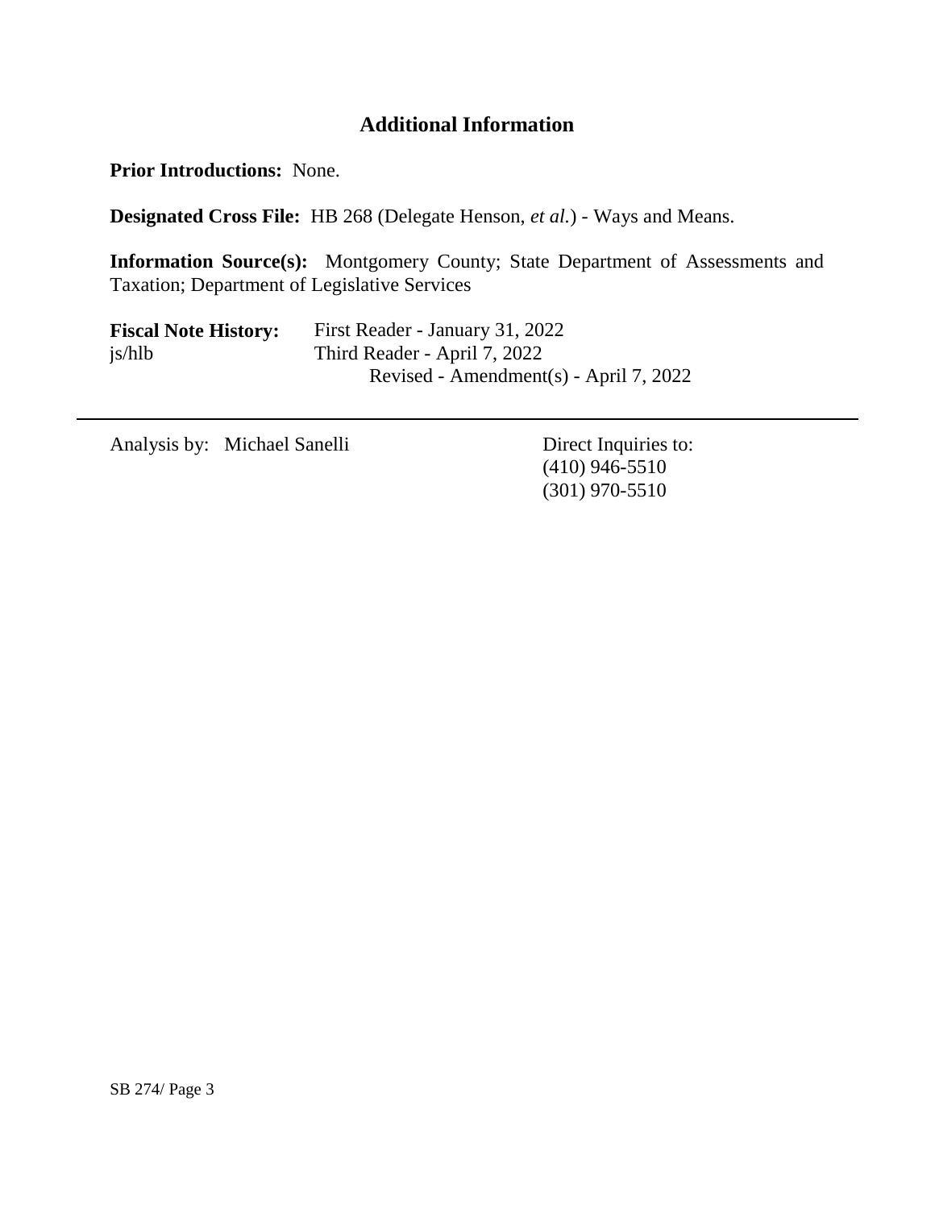## Additional Information

**Prior Introductions:** None.

**Designated Cross File:** HB 268 (Delegate Henson, *et al.*) - Ways and Means.

**Information Source(s):** Montgomery County; State Department of Assessments and Taxation; Department of Legislative Services

| | |
|---|---|
| **Fiscal Note History:** | First Reader - January 31, 2022 |
| js/hlb | Third Reader - April 7, 2022 |
| | Revised - Amendment(s) - April 7, 2022 |

---

Analysis by: Michael Sanelli

Direct Inquiries to:
(410) 946-5510
(301) 970-5510